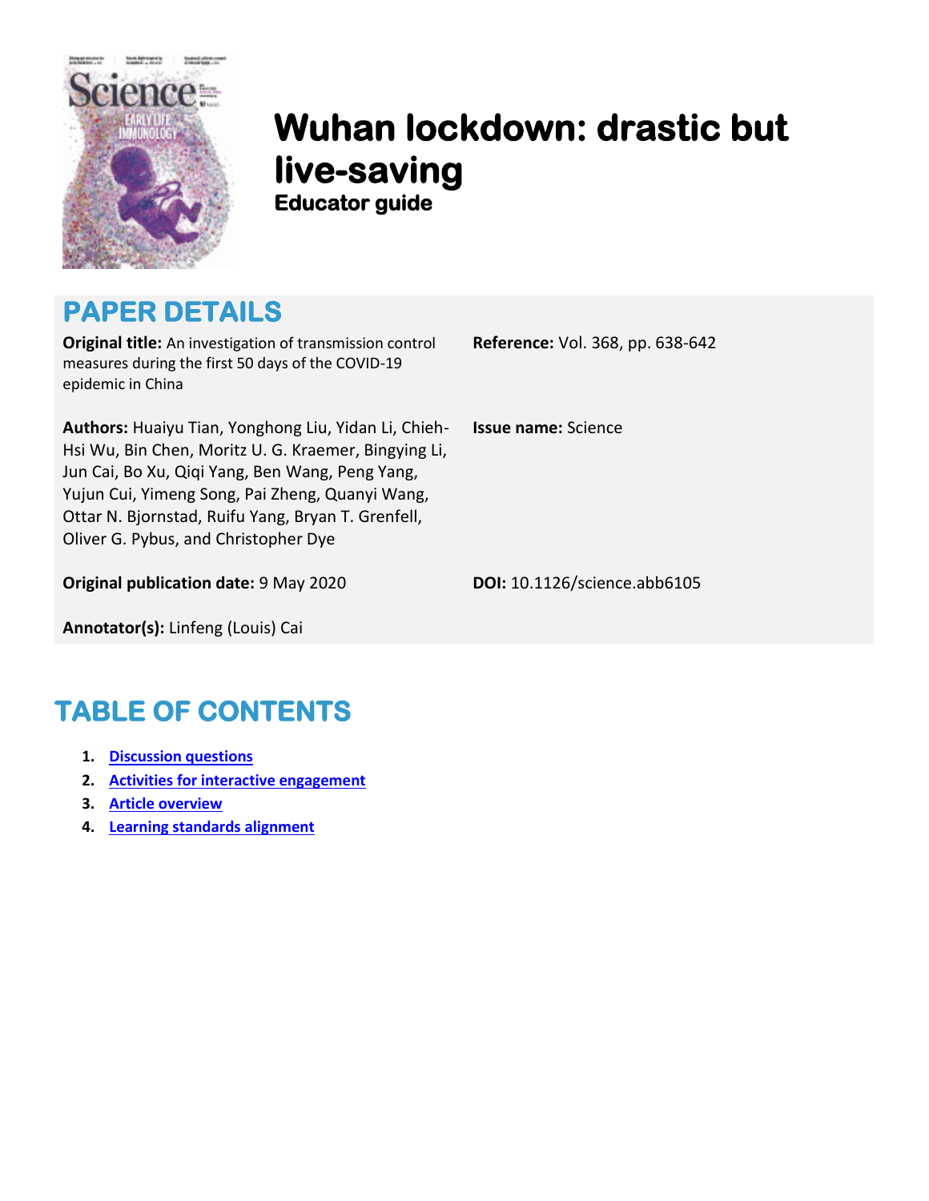# Wuhan lockdown: drastic but live-saving

**Educator guide**

## PAPER DETAILS

**Original title:** An investigation of transmission control measures during the first 50 days of the COVID-19 epidemic in China

**Reference:** Vol. 368, pp. 638-642

**Authors:** Huaiyu Tian, Yonghong Liu, Yidan Li, Chieh-Hsi Wu, Bin Chen, Moritz U. G. Kraemer, Bingying Li, Jun Cai, Bo Xu, Qiqi Yang, Ben Wang, Peng Yang, Yujun Cui, Yimeng Song, Pai Zheng, Quanyi Wang, Ottar N. Bjornstad, Ruifu Yang, Bryan T. Grenfell, Oliver G. Pybus, and Christopher Dye

**Issue name:** Science

**Original publication date:** 9 May 2020

**DOI:** 10.1126/science.abb6105

**Annotator(s):** Linfeng (Louis) Cai

## TABLE OF CONTENTS

1. Discussion questions
2. Activities for interactive engagement
3. Article overview
4. Learning standards alignment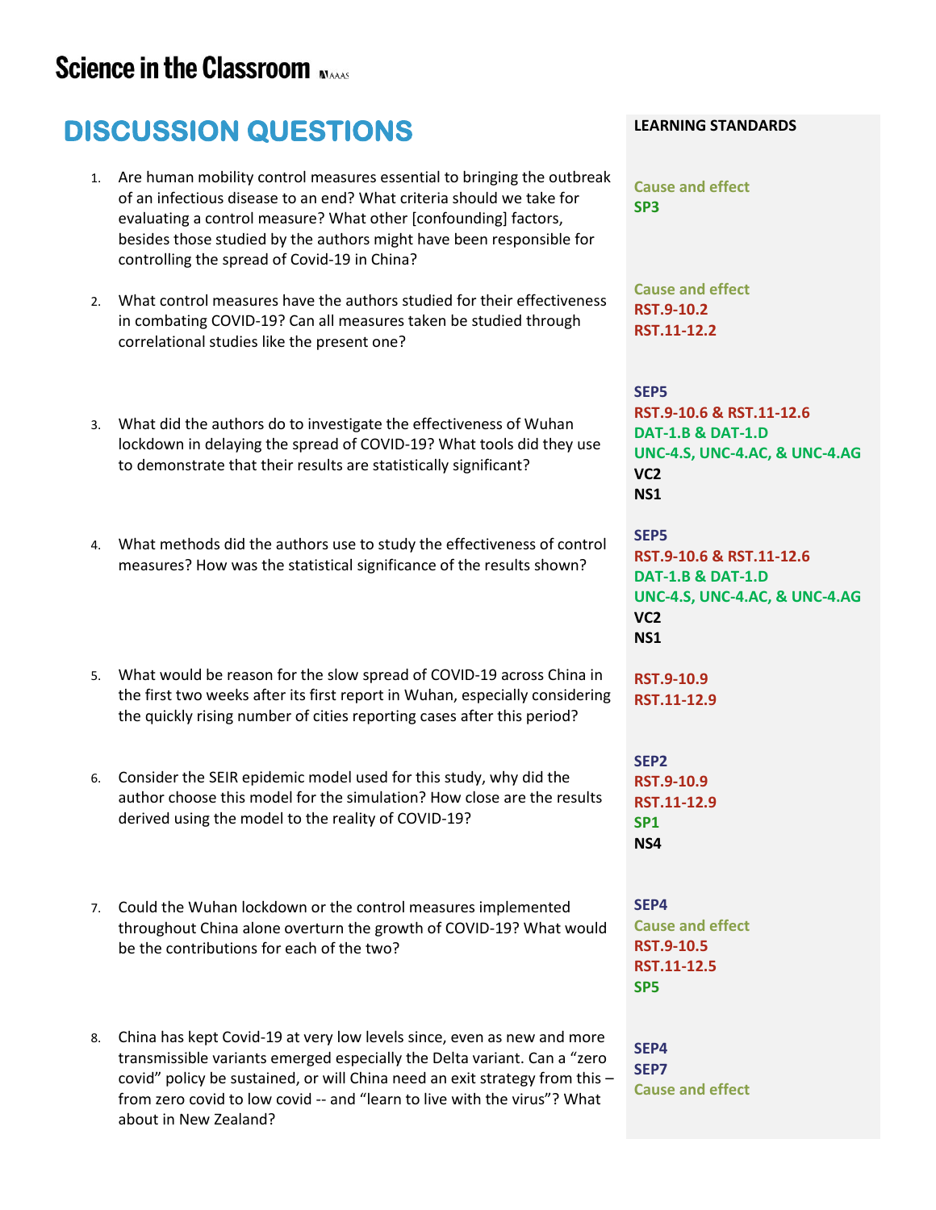# DISCUSSION QUESTIONS

| Question | LEARNING STANDARDS |
|---|---|
| 1. Are human mobility control measures essential to bringing the outbreak of an infectious disease to an end? What criteria should we take for evaluating a control measure? What other [confounding] factors, besides those studied by the authors might have been responsible for controlling the spread of Covid-19 in China? | Cause and effect<br>SP3 |
| 2. What control measures have the authors studied for their effectiveness in combating COVID-19? Can all measures taken be studied through correlational studies like the present one? | Cause and effect<br>RST.9-10.2<br>RST.11-12.2 |
| 3. What did the authors do to investigate the effectiveness of Wuhan lockdown in delaying the spread of COVID-19? What tools did they use to demonstrate that their results are statistically significant? | SEP5<br>RST.9-10.6 & RST.11-12.6<br>DAT-1.B & DAT-1.D<br>UNC-4.S, UNC-4.AC, & UNC-4.AG<br>VC2<br>NS1 |
| 4. What methods did the authors use to study the effectiveness of control measures? How was the statistical significance of the results shown? | SEP5<br>RST.9-10.6 & RST.11-12.6<br>DAT-1.B & DAT-1.D<br>UNC-4.S, UNC-4.AC, & UNC-4.AG<br>VC2<br>NS1 |
| 5. What would be reason for the slow spread of COVID-19 across China in the first two weeks after its first report in Wuhan, especially considering the quickly rising number of cities reporting cases after this period? | RST.9-10.9<br>RST.11-12.9 |
| 6. Consider the SEIR epidemic model used for this study, why did the author choose this model for the simulation? How close are the results derived using the model to the reality of COVID-19? | SEP2<br>RST.9-10.9<br>RST.11-12.9<br>SP1<br>NS4 |
| 7. Could the Wuhan lockdown or the control measures implemented throughout China alone overturn the growth of COVID-19? What would be the contributions for each of the two? | SEP4<br>Cause and effect<br>RST.9-10.5<br>RST.11-12.5<br>SP5 |
| 8. China has kept Covid-19 at very low levels since, even as new and more transmissible variants emerged especially the Delta variant. Can a "zero covid" policy be sustained, or will China need an exit strategy from this – from zero covid to low covid -- and "learn to live with the virus"? What about in New Zealand? | SEP4<br>SEP7<br>Cause and effect |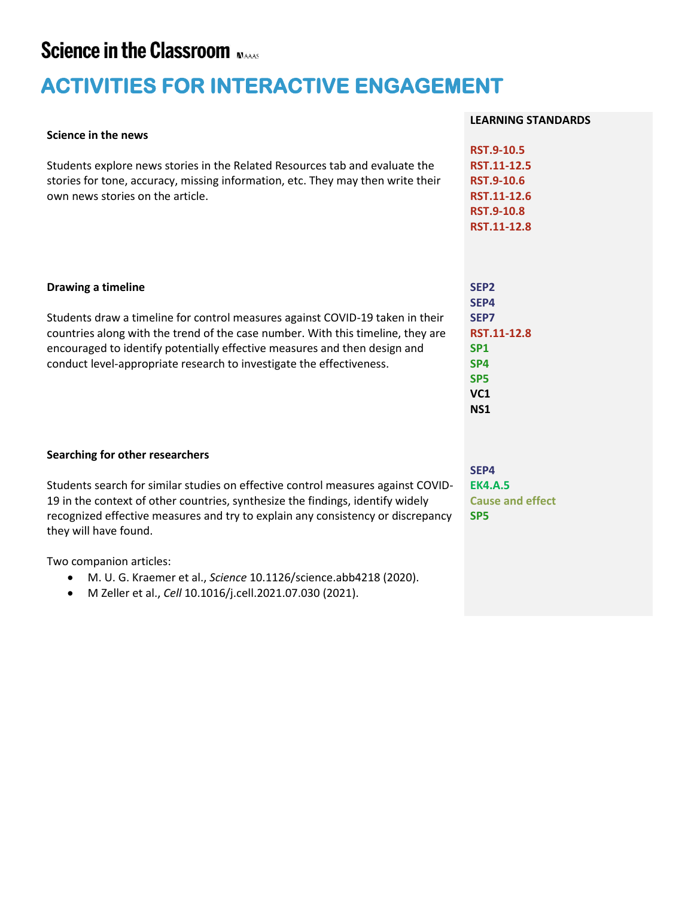# ACTIVITIES FOR INTERACTIVE ENGAGEMENT

| Activity | LEARNING STANDARDS |
| --- | --- |
| **Science in the news**<br><br>Students explore news stories in the Related Resources tab and evaluate the stories for tone, accuracy, missing information, etc. They may then write their own news stories on the article. | **RST.9-10.5**<br>**RST.11-12.5**<br>**RST.9-10.6**<br>**RST.11-12.6**<br>**RST.9-10.8**<br>**RST.11-12.8** |
| **Drawing a timeline**<br><br>Students draw a timeline for control measures against COVID-19 taken in their countries along with the trend of the case number. With this timeline, they are encouraged to identify potentially effective measures and then design and conduct level-appropriate research to investigate the effectiveness. | **SEP2**<br>**SEP4**<br>**SEP7**<br>**RST.11-12.8**<br>**SP1**<br>**SP4**<br>**SP5**<br>**VC1**<br>**NS1** |
| **Searching for other researchers**<br><br>Students search for similar studies on effective control measures against COVID-19 in the context of other countries, synthesize the findings, identify widely recognized effective measures and try to explain any consistency or discrepancy they will have found.<br><br>Two companion articles:<br>• M. U. G. Kraemer et al., *Science* 10.1126/science.abb4218 (2020).<br>• M Zeller et al., *Cell* 10.1016/j.cell.2021.07.030 (2021). | **SEP4**<br>**EK4.A.5**<br>**Cause and effect**<br>**SP5** |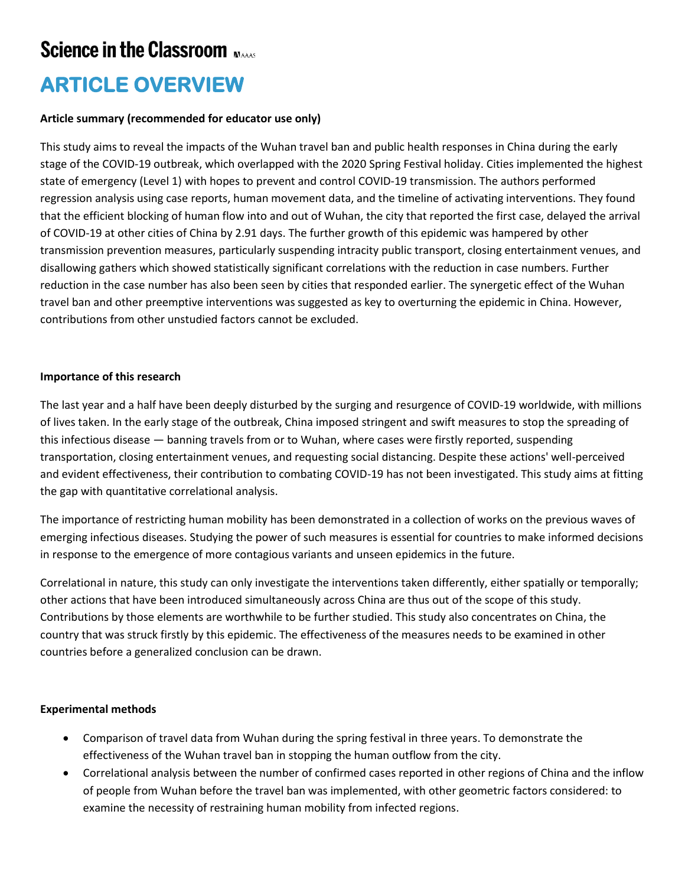# Science in the Classroom

## ARTICLE OVERVIEW

**Article summary (recommended for educator use only)**

This study aims to reveal the impacts of the Wuhan travel ban and public health responses in China during the early stage of the COVID-19 outbreak, which overlapped with the 2020 Spring Festival holiday. Cities implemented the highest state of emergency (Level 1) with hopes to prevent and control COVID-19 transmission. The authors performed regression analysis using case reports, human movement data, and the timeline of activating interventions. They found that the efficient blocking of human flow into and out of Wuhan, the city that reported the first case, delayed the arrival of COVID-19 at other cities of China by 2.91 days. The further growth of this epidemic was hampered by other transmission prevention measures, particularly suspending intracity public transport, closing entertainment venues, and disallowing gathers which showed statistically significant correlations with the reduction in case numbers. Further reduction in the case number has also been seen by cities that responded earlier. The synergetic effect of the Wuhan travel ban and other preemptive interventions was suggested as key to overturning the epidemic in China. However, contributions from other unstudied factors cannot be excluded.

**Importance of this research**

The last year and a half have been deeply disturbed by the surging and resurgence of COVID-19 worldwide, with millions of lives taken. In the early stage of the outbreak, China imposed stringent and swift measures to stop the spreading of this infectious disease — banning travels from or to Wuhan, where cases were firstly reported, suspending transportation, closing entertainment venues, and requesting social distancing. Despite these actions' well-perceived and evident effectiveness, their contribution to combating COVID-19 has not been investigated. This study aims at fitting the gap with quantitative correlational analysis.

The importance of restricting human mobility has been demonstrated in a collection of works on the previous waves of emerging infectious diseases. Studying the power of such measures is essential for countries to make informed decisions in response to the emergence of more contagious variants and unseen epidemics in the future.

Correlational in nature, this study can only investigate the interventions taken differently, either spatially or temporally; other actions that have been introduced simultaneously across China are thus out of the scope of this study. Contributions by those elements are worthwhile to be further studied. This study also concentrates on China, the country that was struck firstly by this epidemic. The effectiveness of the measures needs to be examined in other countries before a generalized conclusion can be drawn.

**Experimental methods**

- Comparison of travel data from Wuhan during the spring festival in three years. To demonstrate the effectiveness of the Wuhan travel ban in stopping the human outflow from the city.
- Correlational analysis between the number of confirmed cases reported in other regions of China and the inflow of people from Wuhan before the travel ban was implemented, with other geometric factors considered: to examine the necessity of restraining human mobility from infected regions.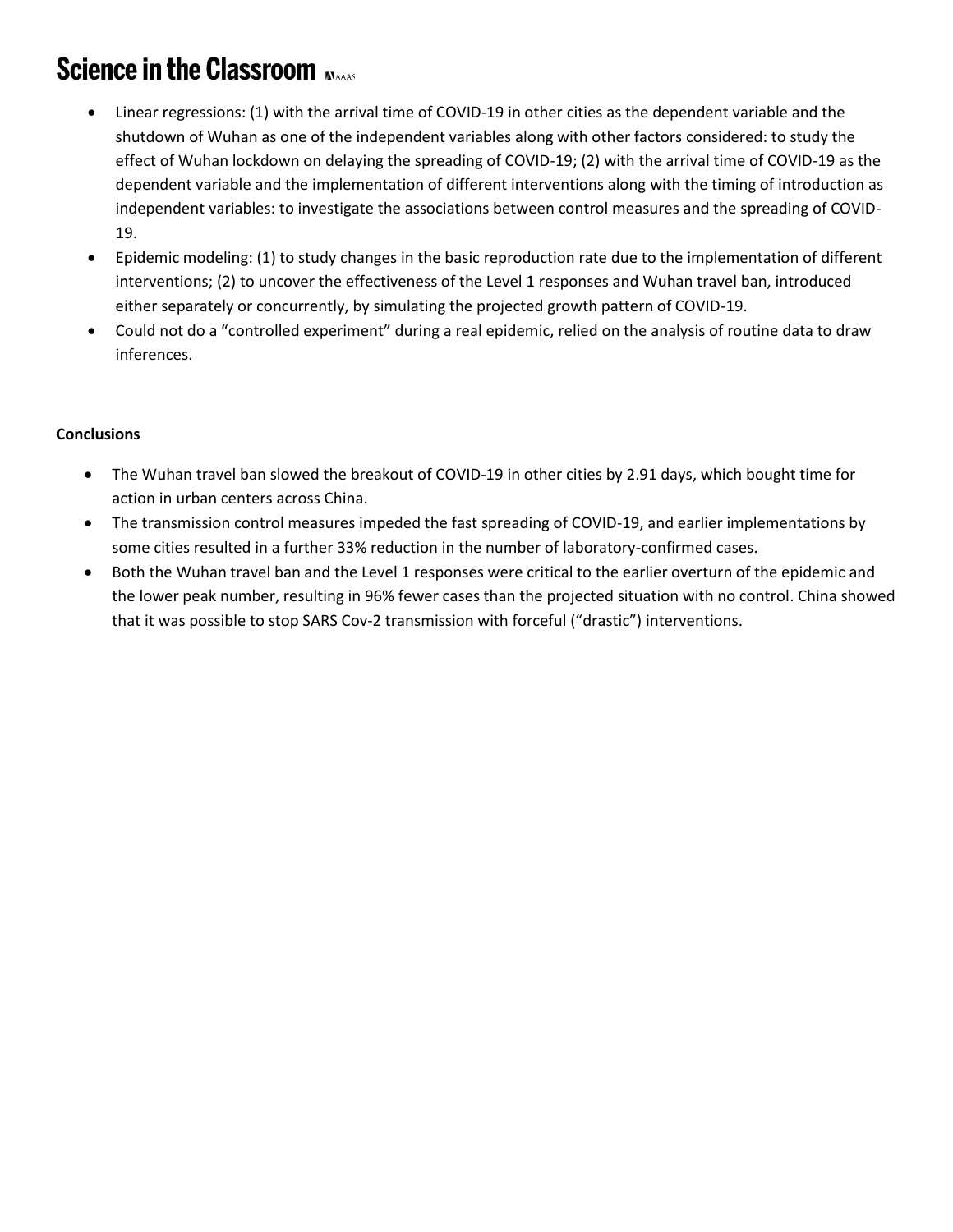- Linear regressions: (1) with the arrival time of COVID-19 in other cities as the dependent variable and the shutdown of Wuhan as one of the independent variables along with other factors considered: to study the effect of Wuhan lockdown on delaying the spreading of COVID-19; (2) with the arrival time of COVID-19 as the dependent variable and the implementation of different interventions along with the timing of introduction as independent variables: to investigate the associations between control measures and the spreading of COVID-19.
- Epidemic modeling: (1) to study changes in the basic reproduction rate due to the implementation of different interventions; (2) to uncover the effectiveness of the Level 1 responses and Wuhan travel ban, introduced either separately or concurrently, by simulating the projected growth pattern of COVID-19.
- Could not do a "controlled experiment" during a real epidemic, relied on the analysis of routine data to draw inferences.

**Conclusions**

- The Wuhan travel ban slowed the breakout of COVID-19 in other cities by 2.91 days, which bought time for action in urban centers across China.
- The transmission control measures impeded the fast spreading of COVID-19, and earlier implementations by some cities resulted in a further 33% reduction in the number of laboratory-confirmed cases.
- Both the Wuhan travel ban and the Level 1 responses were critical to the earlier overturn of the epidemic and the lower peak number, resulting in 96% fewer cases than the projected situation with no control. China showed that it was possible to stop SARS Cov-2 transmission with forceful ("drastic") interventions.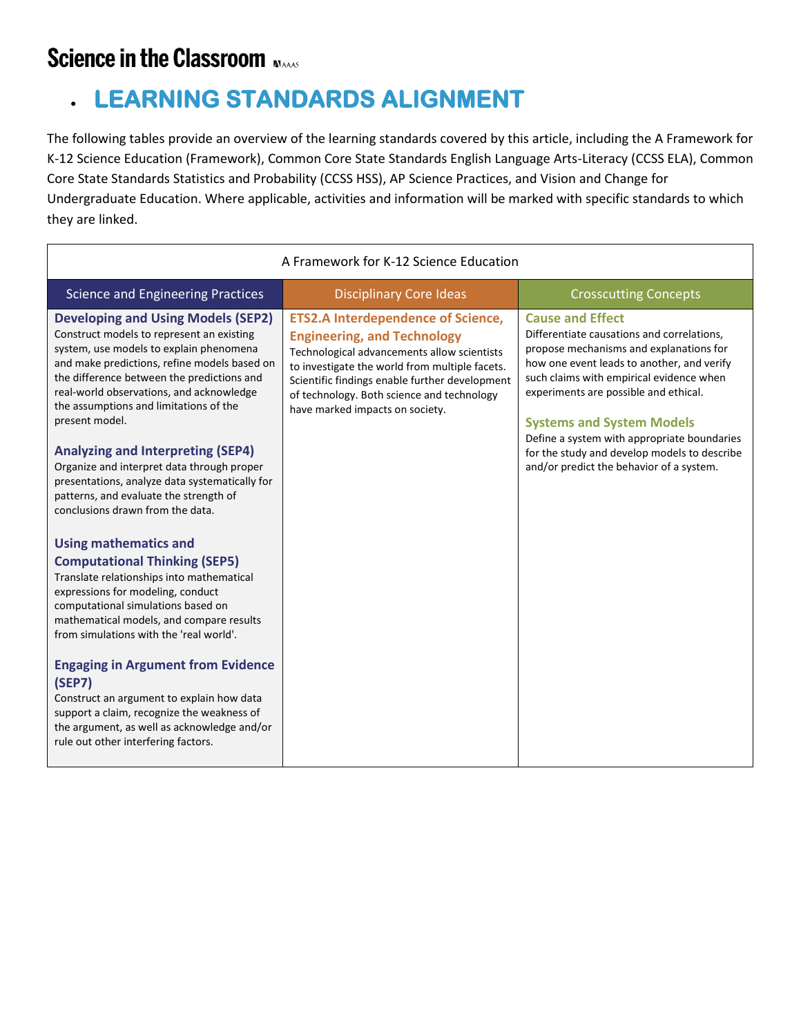# Science in the Classroom

## LEARNING STANDARDS ALIGNMENT

The following tables provide an overview of the learning standards covered by this article, including the A Framework for K-12 Science Education (Framework), Common Core Standards English Language Arts-Literacy (CCSS ELA), Common Core State Standards Statistics and Probability (CCSS HSS), AP Science Practices, and Vision and Change for Undergraduate Education. Where applicable, activities and information will be marked with specific standards to which they are linked.

| A Framework for K-12 Science Education | | |
|---|---|---|
| **Science and Engineering Practices** | **Disciplinary Core Ideas** | **Crosscutting Concepts** |
| **Developing and Using Models (SEP2)**<br>Construct models to represent an existing system, use models to explain phenomena and make predictions, refine models based on the difference between the predictions and real-world observations, and acknowledge the assumptions and limitations of the present model.<br><br>**Analyzing and Interpreting (SEP4)**<br>Organize and interpret data through proper presentations, analyze data systematically for patterns, and evaluate the strength of conclusions drawn from the data.<br><br>**Using mathematics and Computational Thinking (SEP5)**<br>Translate relationships into mathematical expressions for modeling, conduct computational simulations based on mathematical models, and compare results from simulations with the 'real world'.<br><br>**Engaging in Argument from Evidence (SEP7)**<br>Construct an argument to explain how data support a claim, recognize the weakness of the argument, as well as acknowledge and/or rule out other interfering factors. | **ETS2.A Interdependence of Science, Engineering, and Technology**<br>Technological advancements allow scientists to investigate the world from multiple facets. Scientific findings enable further development of technology. Both science and technology have marked impacts on society. | **Cause and Effect**<br>Differentiate causations and correlations, propose mechanisms and explanations for how one event leads to another, and verify such claims with empirical evidence when experiments are possible and ethical.<br><br>**Systems and System Models**<br>Define a system with appropriate boundaries for the study and develop models to describe and/or predict the behavior of a system. |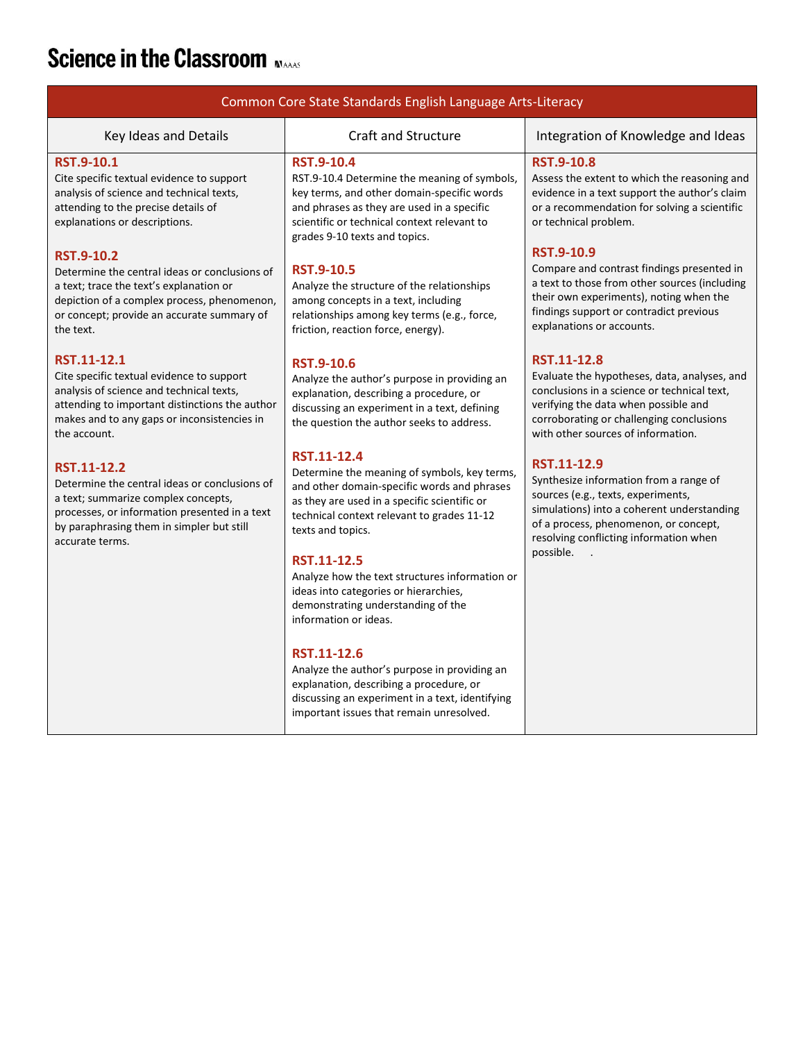# Science in the Classroom

| Common Core State Standards English Language Arts-Literacy | | |
|---|---|---|
| Key Ideas and Details | Craft and Structure | Integration of Knowledge and Ideas |
| **RST.9-10.1** Cite specific textual evidence to support analysis of science and technical texts, attending to the precise details of explanations or descriptions.<br><br>**RST.9-10.2** Determine the central ideas or conclusions of a text; trace the text's explanation or depiction of a complex process, phenomenon, or concept; provide an accurate summary of the text.<br><br>**RST.11-12.1** Cite specific textual evidence to support analysis of science and technical texts, attending to important distinctions the author makes and to any gaps or inconsistencies in the account.<br><br>**RST.11-12.2** Determine the central ideas or conclusions of a text; summarize complex concepts, processes, or information presented in a text by paraphrasing them in simpler but still accurate terms. | **RST.9-10.4** RST.9-10.4 Determine the meaning of symbols, key terms, and other domain-specific words and phrases as they are used in a specific scientific or technical context relevant to grades 9-10 texts and topics.<br><br>**RST.9-10.5** Analyze the structure of the relationships among concepts in a text, including relationships among key terms (e.g., force, friction, reaction force, energy).<br><br>**RST.9-10.6** Analyze the author's purpose in providing an explanation, describing a procedure, or discussing an experiment in a text, defining the question the author seeks to address.<br><br>**RST.11-12.4** Determine the meaning of symbols, key terms, and other domain-specific words and phrases as they are used in a specific scientific or technical context relevant to grades 11-12 texts and topics.<br><br>**RST.11-12.5** Analyze how the text structures information or ideas into categories or hierarchies, demonstrating understanding of the information or ideas.<br><br>**RST.11-12.6** Analyze the author's purpose in providing an explanation, describing a procedure, or discussing an experiment in a text, identifying important issues that remain unresolved. | **RST.9-10.8** Assess the extent to which the reasoning and evidence in a text support the author's claim or a recommendation for solving a scientific or technical problem.<br><br>**RST.9-10.9** Compare and contrast findings presented in a text to those from other sources (including their own experiments), noting when the findings support or contradict previous explanations or accounts.<br><br>**RST.11-12.8** Evaluate the hypotheses, data, analyses, and conclusions in a science or technical text, verifying the data when possible and corroborating or challenging conclusions with other sources of information.<br><br>**RST.11-12.9** Synthesize information from a range of sources (e.g., texts, experiments, simulations) into a coherent understanding of a process, phenomenon, or concept, resolving conflicting information when possible. |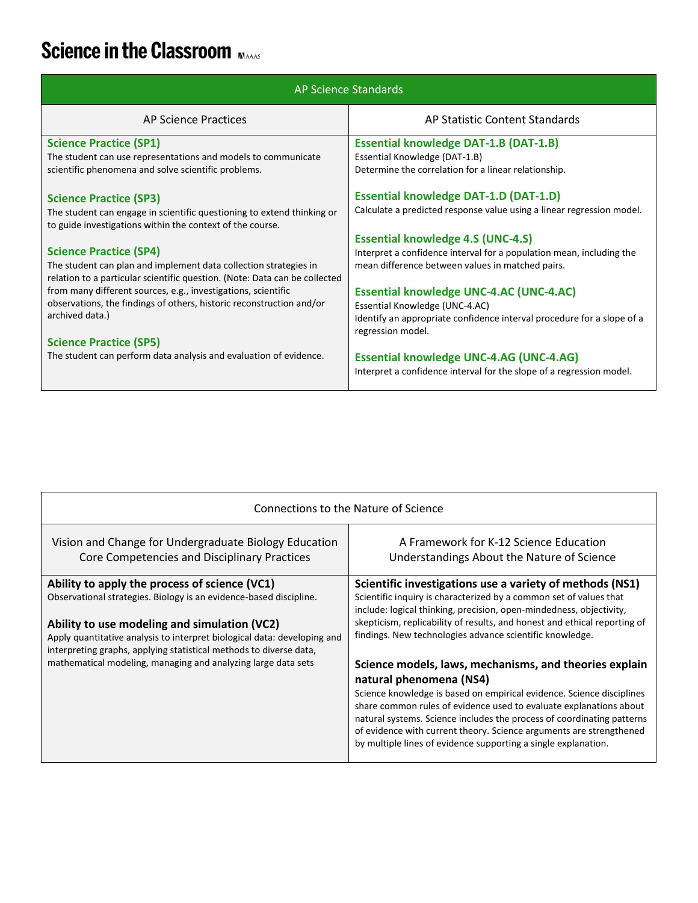# Science in the Classroom

| AP Science Standards | |
|---|---|
| AP Science Practices | AP Statistic Content Standards |
| **Science Practice (SP1)**<br>The student can use representations and models to communicate scientific phenomena and solve scientific problems.<br><br>**Science Practice (SP3)**<br>The student can engage in scientific questioning to extend thinking or to guide investigations within the context of the course.<br><br>**Science Practice (SP4)**<br>The student can plan and implement data collection strategies in relation to a particular scientific question. (Note: Data can be collected from many different sources, e.g., investigations, scientific observations, the findings of others, historic reconstruction and/or archived data.)<br><br>**Science Practice (SP5)**<br>The student can perform data analysis and evaluation of evidence. | **Essential knowledge DAT-1.B (DAT-1.B)**<br>Essential Knowledge (DAT-1.B)<br>Determine the correlation for a linear relationship.<br><br>**Essential knowledge DAT-1.D (DAT-1.D)**<br>Calculate a predicted response value using a linear regression model.<br><br>**Essential knowledge 4.S (UNC-4.S)**<br>Interpret a confidence interval for a population mean, including the mean difference between values in matched pairs.<br><br>**Essential knowledge UNC-4.AC (UNC-4.AC)**<br>Essential Knowledge (UNC-4.AC)<br>Identify an appropriate confidence interval procedure for a slope of a regression model.<br><br>**Essential knowledge UNC-4.AG (UNC-4.AG)**<br>Interpret a confidence interval for the slope of a regression model. |

| Connections to the Nature of Science | |
|---|---|
| Vision and Change for Undergraduate Biology Education Core Competencies and Disciplinary Practices | A Framework for K-12 Science Education Understandings About the Nature of Science |
| **Ability to apply the process of science (VC1)**<br>Observational strategies. Biology is an evidence-based discipline.<br><br>**Ability to use modeling and simulation (VC2)**<br>Apply quantitative analysis to interpret biological data: developing and interpreting graphs, applying statistical methods to diverse data, mathematical modeling, managing and analyzing large data sets | **Scientific investigations use a variety of methods (NS1)**<br>Scientific inquiry is characterized by a common set of values that include: logical thinking, precision, open-mindedness, objectivity, skepticism, replicability of results, and honest and ethical reporting of findings. New technologies advance scientific knowledge.<br><br>**Science models, laws, mechanisms, and theories explain natural phenomena (NS4)**<br>Science knowledge is based on empirical evidence. Science disciplines share common rules of evidence used to evaluate explanations about natural systems. Science includes the process of coordinating patterns of evidence with current theory. Science arguments are strengthened by multiple lines of evidence supporting a single explanation. |